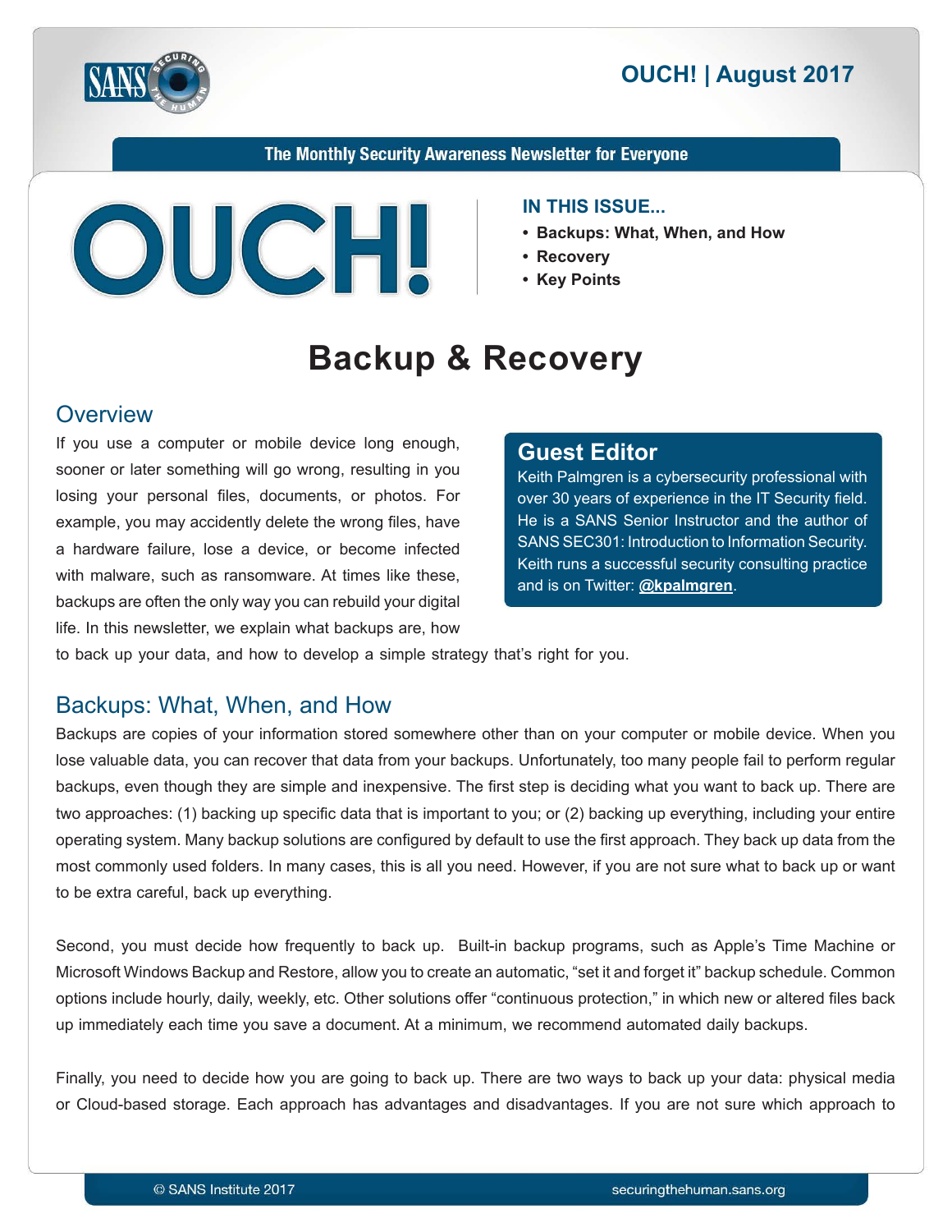# OUCH! | August 2017

The Monthly Security Awareness Newsletter for Everyone

**IN THIS ISSUE...**

- **Backups: What, When, and How**
- **Recovery**
- **Key Points**

# Backup & Recovery

## Overview

If you use a computer or mobile device long enough, sooner or later something will go wrong, resulting in you losing your personal files, documents, or photos. For example, you may accidently delete the wrong files, have a hardware failure, lose a device, or become infected with malware, such as ransomware. At times like these, backups are often the only way you can rebuild your digital life. In this newsletter, we explain what backups are, how to back up your data, and how to develop a simple strategy that's right for you.

### Guest Editor

Keith Palmgren is a cybersecurity professional with over 30 years of experience in the IT Security field. He is a SANS Senior Instructor and the author of SANS SEC301: Introduction to Information Security. Keith runs a successful security consulting practice and is on Twitter: **@kpalmgren**.

## Backups: What, When, and How

Backups are copies of your information stored somewhere other than on your computer or mobile device. When you lose valuable data, you can recover that data from your backups. Unfortunately, too many people fail to perform regular backups, even though they are simple and inexpensive. The first step is deciding what you want to back up. There are two approaches: (1) backing up specific data that is important to you; or (2) backing up everything, including your entire operating system. Many backup solutions are configured by default to use the first approach. They back up data from the most commonly used folders. In many cases, this is all you need. However, if you are not sure what to back up or want to be extra careful, back up everything.

Second, you must decide how frequently to back up. Built-in backup programs, such as Apple's Time Machine or Microsoft Windows Backup and Restore, allow you to create an automatic, "set it and forget it" backup schedule. Common options include hourly, daily, weekly, etc. Other solutions offer "continuous protection," in which new or altered files back up immediately each time you save a document. At a minimum, we recommend automated daily backups.

Finally, you need to decide how you are going to back up. There are two ways to back up your data: physical media or Cloud-based storage. Each approach has advantages and disadvantages. If you are not sure which approach to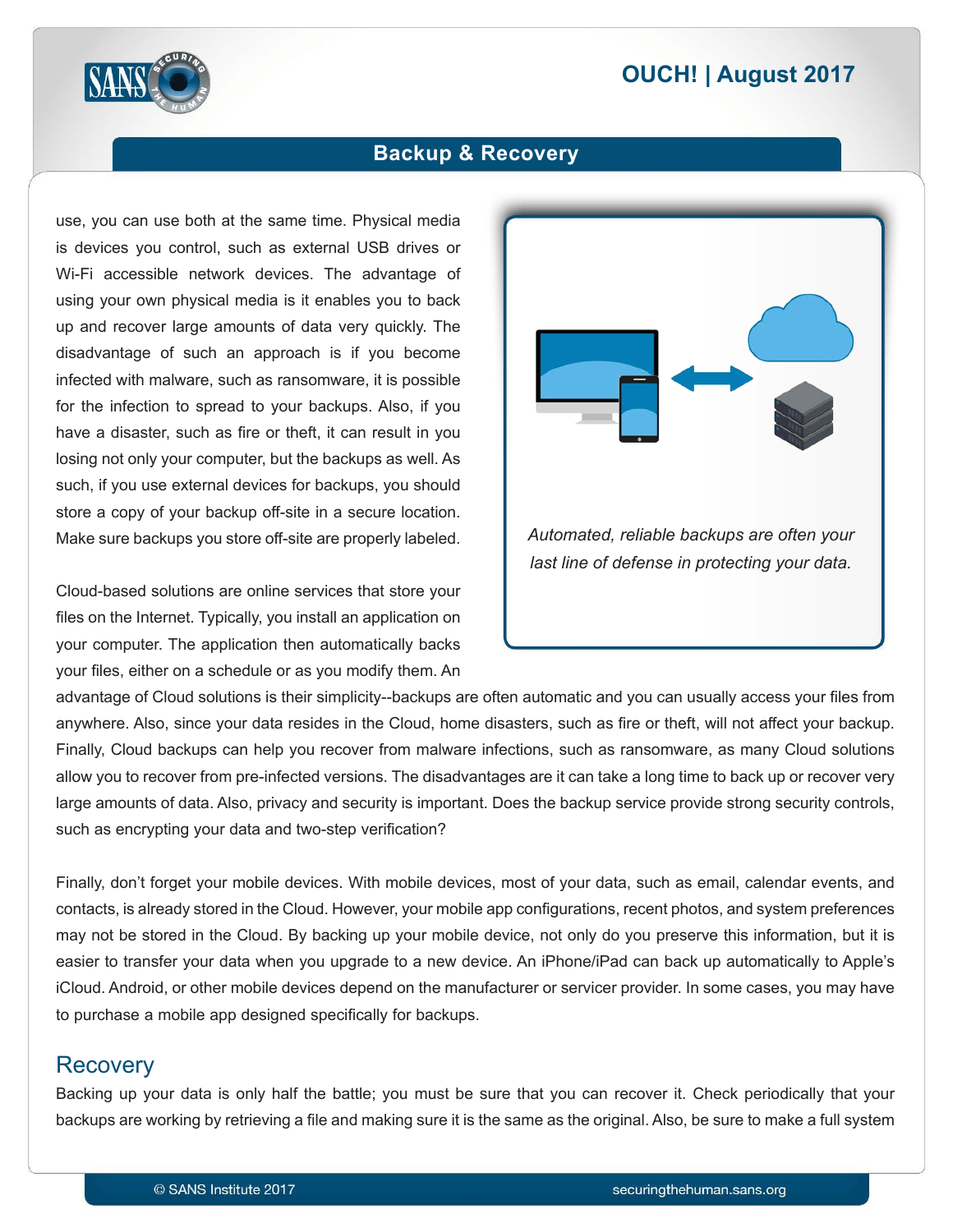use, you can use both at the same time. Physical media is devices you control, such as external USB drives or Wi-Fi accessible network devices. The advantage of using your own physical media is it enables you to back up and recover large amounts of data very quickly. The disadvantage of such an approach is if you become infected with malware, such as ransomware, it is possible for the infection to spread to your backups. Also, if you have a disaster, such as fire or theft, it can result in you losing not only your computer, but the backups as well. As such, if you use external devices for backups, you should store a copy of your backup off-site in a secure location. Make sure backups you store off-site are properly labeled.

*Automated, reliable backups are often your last line of defense in protecting your data.*

Cloud-based solutions are online services that store your files on the Internet. Typically, you install an application on your computer. The application then automatically backs your files, either on a schedule or as you modify them. An advantage of Cloud solutions is their simplicity--backups are often automatic and you can usually access your files from anywhere. Also, since your data resides in the Cloud, home disasters, such as fire or theft, will not affect your backup. Finally, Cloud backups can help you recover from malware infections, such as ransomware, as many Cloud solutions allow you to recover from pre-infected versions. The disadvantages are it can take a long time to back up or recover very large amounts of data. Also, privacy and security is important. Does the backup service provide strong security controls, such as encrypting your data and two-step verification?

Finally, don't forget your mobile devices. With mobile devices, most of your data, such as email, calendar events, and contacts, is already stored in the Cloud. However, your mobile app configurations, recent photos, and system preferences may not be stored in the Cloud. By backing up your mobile device, not only do you preserve this information, but it is easier to transfer your data when you upgrade to a new device. An iPhone/iPad can back up automatically to Apple's iCloud. Android, or other mobile devices depend on the manufacturer or servicer provider. In some cases, you may have to purchase a mobile app designed specifically for backups.

## Recovery

Backing up your data is only half the battle; you must be sure that you can recover it. Check periodically that your backups are working by retrieving a file and making sure it is the same as the original. Also, be sure to make a full system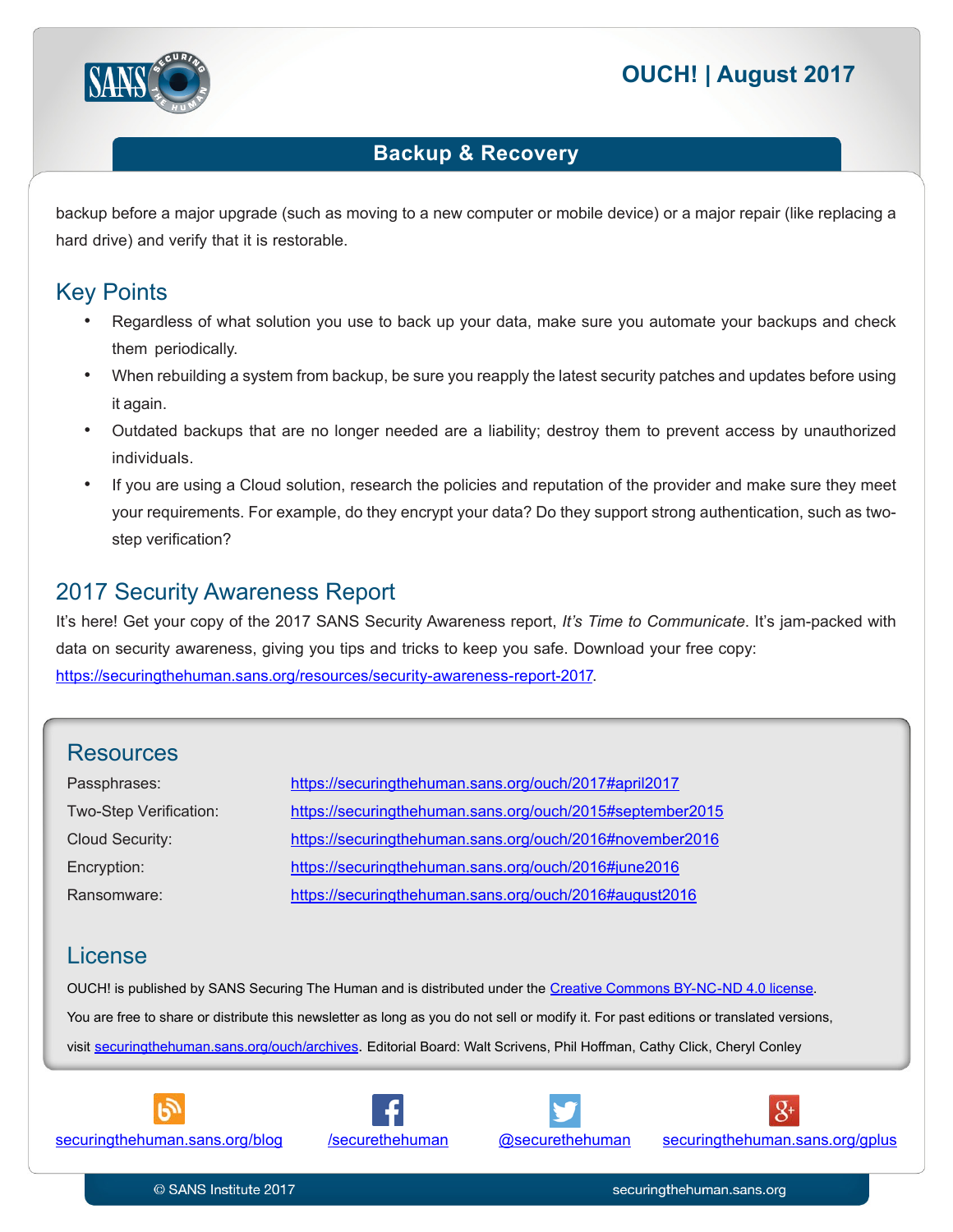backup before a major upgrade (such as moving to a new computer or mobile device) or a major repair (like replacing a hard drive) and verify that it is restorable.

## Key Points

- Regardless of what solution you use to back up your data, make sure you automate your backups and check them periodically.
- When rebuilding a system from backup, be sure you reapply the latest security patches and updates before using it again.
- Outdated backups that are no longer needed are a liability; destroy them to prevent access by unauthorized individuals.
- If you are using a Cloud solution, research the policies and reputation of the provider and make sure they meet your requirements. For example, do they encrypt your data? Do they support strong authentication, such as two-step verification?

## 2017 Security Awareness Report

It's here! Get your copy of the 2017 SANS Security Awareness report, *It's Time to Communicate*. It's jam-packed with data on security awareness, giving you tips and tricks to keep you safe. Download your free copy: https://securingthehuman.sans.org/resources/security-awareness-report-2017.

## Resources

| | |
|---|---|
| Passphrases: | https://securingthehuman.sans.org/ouch/2017#april2017 |
| Two-Step Verification: | https://securingthehuman.sans.org/ouch/2015#september2015 |
| Cloud Security: | https://securingthehuman.sans.org/ouch/2016#november2016 |
| Encryption: | https://securingthehuman.sans.org/ouch/2016#june2016 |
| Ransomware: | https://securingthehuman.sans.org/ouch/2016#august2016 |

## License

OUCH! is published by SANS Securing The Human and is distributed under the Creative Commons BY-NC-ND 4.0 license. You are free to share or distribute this newsletter as long as you do not sell or modify it. For past editions or translated versions, visit securingthehuman.sans.org/ouch/archives. Editorial Board: Walt Scrivens, Phil Hoffman, Cathy Click, Cheryl Conley

securingthehuman.sans.org/blog | /securethehuman | @securethehuman | securingthehuman.sans.org/gplus